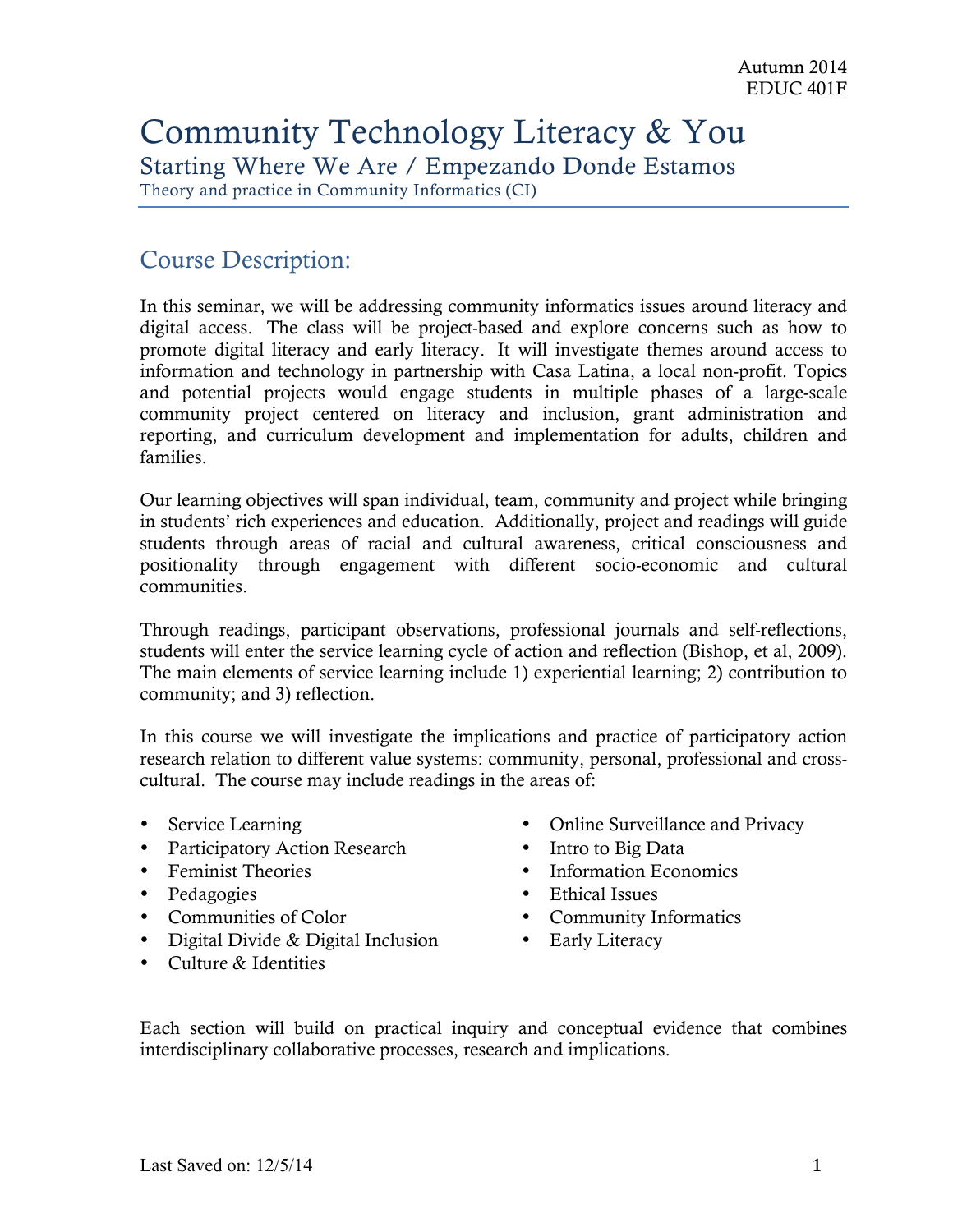Autumn 2014
EDUC 401F

# Community Technology Literacy & You

## Starting Where We Are / Empezando Donde Estamos

Theory and practice in Community Informatics (CI)

## Course Description:

In this seminar, we will be addressing community informatics issues around literacy and digital access. The class will be project-based and explore concerns such as how to promote digital literacy and early literacy. It will investigate themes around access to information and technology in partnership with Casa Latina, a local non-profit. Topics and potential projects would engage students in multiple phases of a large-scale community project centered on literacy and inclusion, grant administration and reporting, and curriculum development and implementation for adults, children and families.

Our learning objectives will span individual, team, community and project while bringing in students' rich experiences and education. Additionally, project and readings will guide students through areas of racial and cultural awareness, critical consciousness and positionality through engagement with different socio-economic and cultural communities.

Through readings, participant observations, professional journals and self-reflections, students will enter the service learning cycle of action and reflection (Bishop, et al, 2009). The main elements of service learning include 1) experiential learning; 2) contribution to community; and 3) reflection.

In this course we will investigate the implications and practice of participatory action research relation to different value systems: community, personal, professional and cross-cultural. The course may include readings in the areas of:

- Service Learning
- Participatory Action Research
- Feminist Theories
- Pedagogies
- Communities of Color
- Digital Divide & Digital Inclusion
- Culture & Identities
- Online Surveillance and Privacy
- Intro to Big Data
- Information Economics
- Ethical Issues
- Community Informatics
- Early Literacy

Each section will build on practical inquiry and conceptual evidence that combines interdisciplinary collaborative processes, research and implications.

Last Saved on: 12/5/14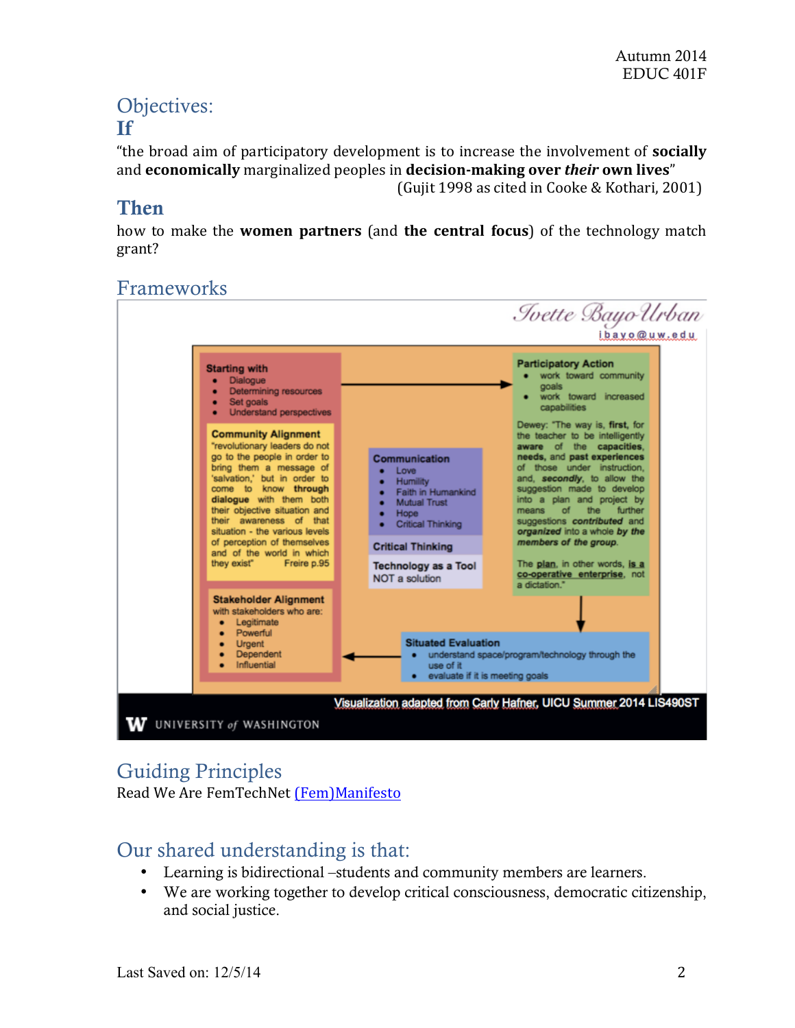## Objectives:

### If

"the broad aim of participatory development is to increase the involvement of **socially** and **economically** marginalized peoples in **decision-making over *their* own lives**"
(Gujit 1998 as cited in Cooke & Kothari, 2001)

### Then

how to make the **women partners** (and **the central focus**) of the technology match grant?

## Frameworks

Ivette Bayo Urban
ibayo@uw.edu

**Starting with**
- Dialogue
- Determining resources
- Set goals
- Understand perspectives

**Community Alignment**
"revolutionary leaders do not go to the people in order to bring them a message of 'salvation,' but in order to come to know **through dialogue** with them both their objective situation and their awareness of that situation - the various levels of perception of themselves and of the world in which they exist" Freire p.95

**Stakeholder Alignment**
with stakeholders who are:
- Legitimate
- Powerful
- Urgent
- Dependent
- Influential

**Communication**
- Love
- Humility
- Faith in Humankind
- Mutual Trust
- Hope
- Critical Thinking

**Critical Thinking**

**Technology as a Tool**
NOT a solution

**Participatory Action**
- work toward community goals
- work toward increased capabilities

Dewey: "The way is, **first**, for the teacher to be intelligently **aware** of the **capacities, needs,** and **past experiences** of those under instruction, and, ***secondly***, to allow the suggestion made to develop into a plan and project by means of the further suggestions ***contributed*** and ***organized*** into a whole ***by the members of the group***.

The plan, in other words, is a co-operative enterprise, not a dictation."

**Situated Evaluation**
- understand space/program/technology through the use of it
- evaluate if it is meeting goals

Visualization adapted from Carly Hafner, UICU Summer 2014 LIS490ST

UNIVERSITY of WASHINGTON

## Guiding Principles

Read We Are FemTechNet (Fem)Manifesto

## Our shared understanding is that:

- Learning is bidirectional –students and community members are learners.
- We are working together to develop critical consciousness, democratic citizenship, and social justice.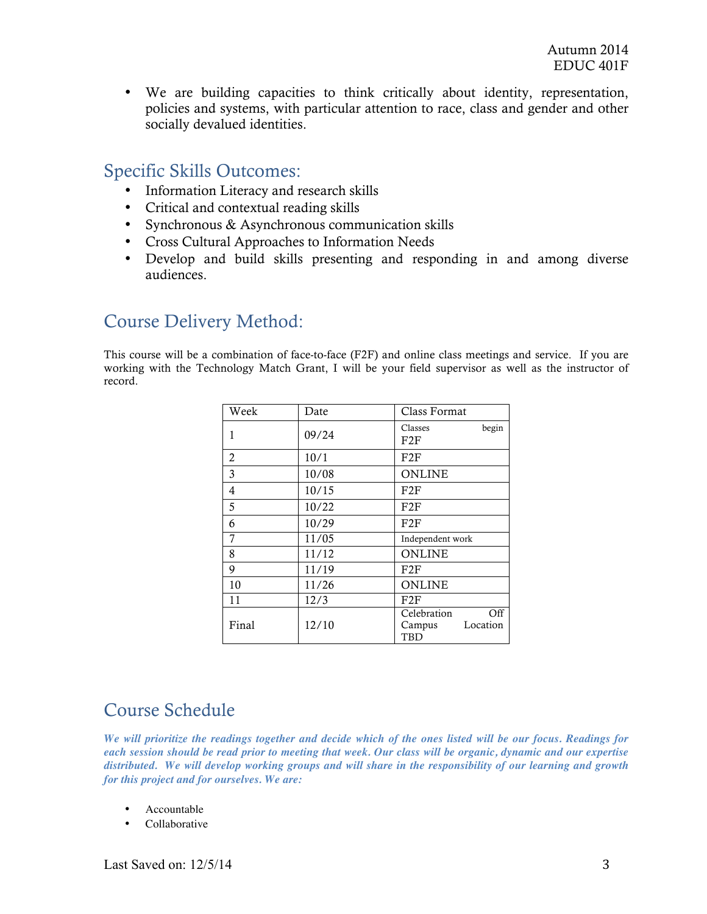- We are building capacities to think critically about identity, representation, policies and systems, with particular attention to race, class and gender and other socially devalued identities.

## Specific Skills Outcomes:

- Information Literacy and research skills
- Critical and contextual reading skills
- Synchronous & Asynchronous communication skills
- Cross Cultural Approaches to Information Needs
- Develop and build skills presenting and responding in and among diverse audiences.

## Course Delivery Method:

This course will be a combination of face-to-face (F2F) and online class meetings and service. If you are working with the Technology Match Grant, I will be your field supervisor as well as the instructor of record.

| Week | Date | Class Format |
|---|---|---|
| 1 | 09/24 | Classes begin F2F |
| 2 | 10/1 | F2F |
| 3 | 10/08 | ONLINE |
| 4 | 10/15 | F2F |
| 5 | 10/22 | F2F |
| 6 | 10/29 | F2F |
| 7 | 11/05 | Independent work |
| 8 | 11/12 | ONLINE |
| 9 | 11/19 | F2F |
| 10 | 11/26 | ONLINE |
| 11 | 12/3 | F2F |
| Final | 12/10 | Celebration Off Campus Location TBD |

## Course Schedule

***We will prioritize the readings together and decide which of the ones listed will be our focus. Readings for each session should be read prior to meeting that week. Our class will be organic, dynamic and our expertise distributed. We will develop working groups and will share in the responsibility of our learning and growth for this project and for ourselves. We are:***

- Accountable
- Collaborative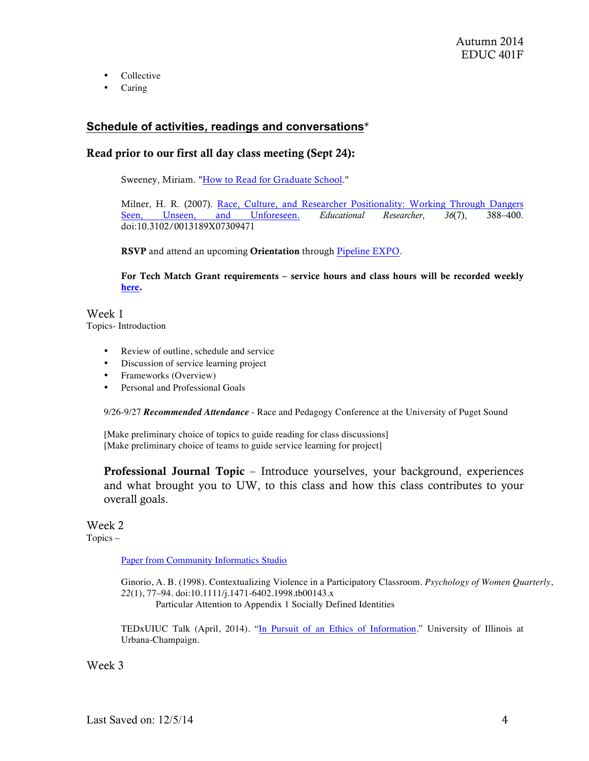- Collective
- Caring

## Schedule of activities, readings and conversations*

### Read prior to our first all day class meeting (Sept 24):

Sweeney, Miriam. "How to Read for Graduate School."

Milner, H. R. (2007). Race, Culture, and Researcher Positionality: Working Through Dangers Seen, Unseen, and Unforeseen. *Educational Researcher*, *36*(7), 388–400. doi:10.3102/0013189X07309471

**RSVP** and attend an upcoming **Orientation** through Pipeline EXPO.

**For Tech Match Grant requirements – service hours and class hours will be recorded weekly here.**

### Week 1

Topics- Introduction

- Review of outline, schedule and service
- Discussion of service learning project
- Frameworks (Overview)
- Personal and Professional Goals

9/26-9/27 ***Recommended Attendance*** - Race and Pedagogy Conference at the University of Puget Sound

[Make preliminary choice of topics to guide reading for class discussions]
[Make preliminary choice of teams to guide service learning for project]

**Professional Journal Topic** – Introduce yourselves, your background, experiences and what brought you to UW, to this class and how this class contributes to your overall goals.

### Week 2

Topics –

Paper from Community Informatics Studio

Ginorio, A. B. (1998). Contextualizing Violence in a Participatory Classroom. *Psychology of Women Quarterly*, *22*(1), 77–94. doi:10.1111/j.1471-6402.1998.tb00143.x
Particular Attention to Appendix 1 Socially Defined Identities

TEDxUIUC Talk (April, 2014). "In Pursuit of an Ethics of Information." University of Illinois at Urbana-Champaign.

### Week 3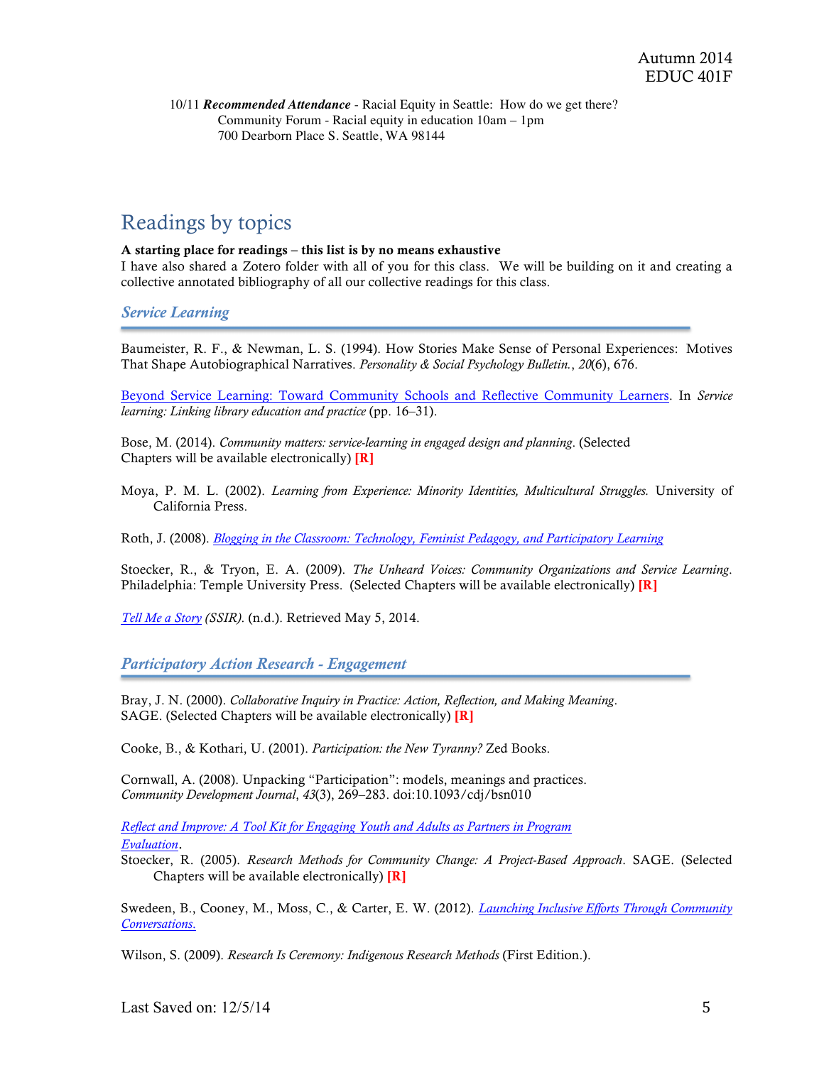10/11 ***Recommended Attendance*** - Racial Equity in Seattle: How do we get there?
Community Forum - Racial equity in education 10am – 1pm
700 Dearborn Place S. Seattle, WA 98144

# Readings by topics

**A starting place for readings – this list is by no means exhaustive**
I have also shared a Zotero folder with all of you for this class. We will be building on it and creating a collective annotated bibliography of all our collective readings for this class.

## *Service Learning*

Baumeister, R. F., & Newman, L. S. (1994). How Stories Make Sense of Personal Experiences: Motives That Shape Autobiographical Narratives. *Personality & Social Psychology Bulletin.*, *20*(6), 676.

Beyond Service Learning: Toward Community Schools and Reflective Community Learners. In *Service learning: Linking library education and practice* (pp. 16–31).

Bose, M. (2014). *Community matters: service-learning in engaged design and planning*. (Selected Chapters will be available electronically) **[R]**

Moya, P. M. L. (2002). *Learning from Experience: Minority Identities, Multicultural Struggles.* University of California Press.

Roth, J. (2008). *Blogging in the Classroom: Technology, Feminist Pedagogy, and Participatory Learning*

Stoecker, R., & Tryon, E. A. (2009). *The Unheard Voices: Community Organizations and Service Learning*. Philadelphia: Temple University Press. (Selected Chapters will be available electronically) **[R]**

*Tell Me a Story* *(SSIR)*. (n.d.). Retrieved May 5, 2014.

## *Participatory Action Research - Engagement*

Bray, J. N. (2000). *Collaborative Inquiry in Practice: Action, Reflection, and Making Meaning*. SAGE. (Selected Chapters will be available electronically) **[R]**

Cooke, B., & Kothari, U. (2001). *Participation: the New Tyranny?* Zed Books.

Cornwall, A. (2008). Unpacking "Participation": models, meanings and practices. *Community Development Journal*, *43*(3), 269–283. doi:10.1093/cdj/bsn010

*Reflect and Improve: A Tool Kit for Engaging Youth and Adults as Partners in Program Evaluation*.

Stoecker, R. (2005). *Research Methods for Community Change: A Project-Based Approach*. SAGE. (Selected Chapters will be available electronically) **[R]**

Swedeen, B., Cooney, M., Moss, C., & Carter, E. W. (2012). *Launching Inclusive Efforts Through Community Conversations.*

Wilson, S. (2009). *Research Is Ceremony: Indigenous Research Methods* (First Edition.).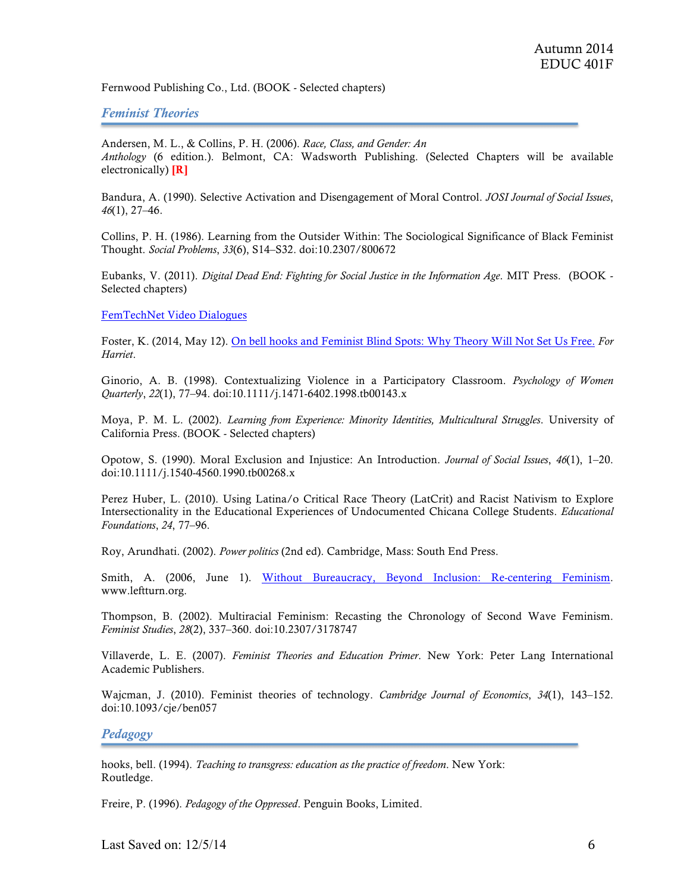Fernwood Publishing Co., Ltd. (BOOK - Selected chapters)

## *Feminist Theories*

Andersen, M. L., & Collins, P. H. (2006). *Race, Class, and Gender: An Anthology* (6 edition.). Belmont, CA: Wadsworth Publishing. (Selected Chapters will be available electronically) **[R]**

Bandura, A. (1990). Selective Activation and Disengagement of Moral Control. *JOSI Journal of Social Issues*, *46*(1), 27–46.

Collins, P. H. (1986). Learning from the Outsider Within: The Sociological Significance of Black Feminist Thought. *Social Problems*, *33*(6), S14–S32. doi:10.2307/800672

Eubanks, V. (2011). *Digital Dead End: Fighting for Social Justice in the Information Age*. MIT Press. (BOOK - Selected chapters)

FemTechNet Video Dialogues

Foster, K. (2014, May 12). On bell hooks and Feminist Blind Spots: Why Theory Will Not Set Us Free. *For Harriet*.

Ginorio, A. B. (1998). Contextualizing Violence in a Participatory Classroom. *Psychology of Women Quarterly*, *22*(1), 77–94. doi:10.1111/j.1471-6402.1998.tb00143.x

Moya, P. M. L. (2002). *Learning from Experience: Minority Identities, Multicultural Struggles*. University of California Press. (BOOK - Selected chapters)

Opotow, S. (1990). Moral Exclusion and Injustice: An Introduction. *Journal of Social Issues*, *46*(1), 1–20. doi:10.1111/j.1540-4560.1990.tb00268.x

Perez Huber, L. (2010). Using Latina/o Critical Race Theory (LatCrit) and Racist Nativism to Explore Intersectionality in the Educational Experiences of Undocumented Chicana College Students. *Educational Foundations*, *24*, 77–96.

Roy, Arundhati. (2002). *Power politics* (2nd ed). Cambridge, Mass: South End Press.

Smith, A. (2006, June 1). Without Bureaucracy, Beyond Inclusion: Re-centering Feminism. www.leftturn.org.

Thompson, B. (2002). Multiracial Feminism: Recasting the Chronology of Second Wave Feminism. *Feminist Studies*, *28*(2), 337–360. doi:10.2307/3178747

Villaverde, L. E. (2007). *Feminist Theories and Education Primer*. New York: Peter Lang International Academic Publishers.

Wajcman, J. (2010). Feminist theories of technology. *Cambridge Journal of Economics*, *34*(1), 143–152. doi:10.1093/cje/ben057

## *Pedagogy*

hooks, bell. (1994). *Teaching to transgress: education as the practice of freedom*. New York: Routledge.

Freire, P. (1996). *Pedagogy of the Oppressed*. Penguin Books, Limited.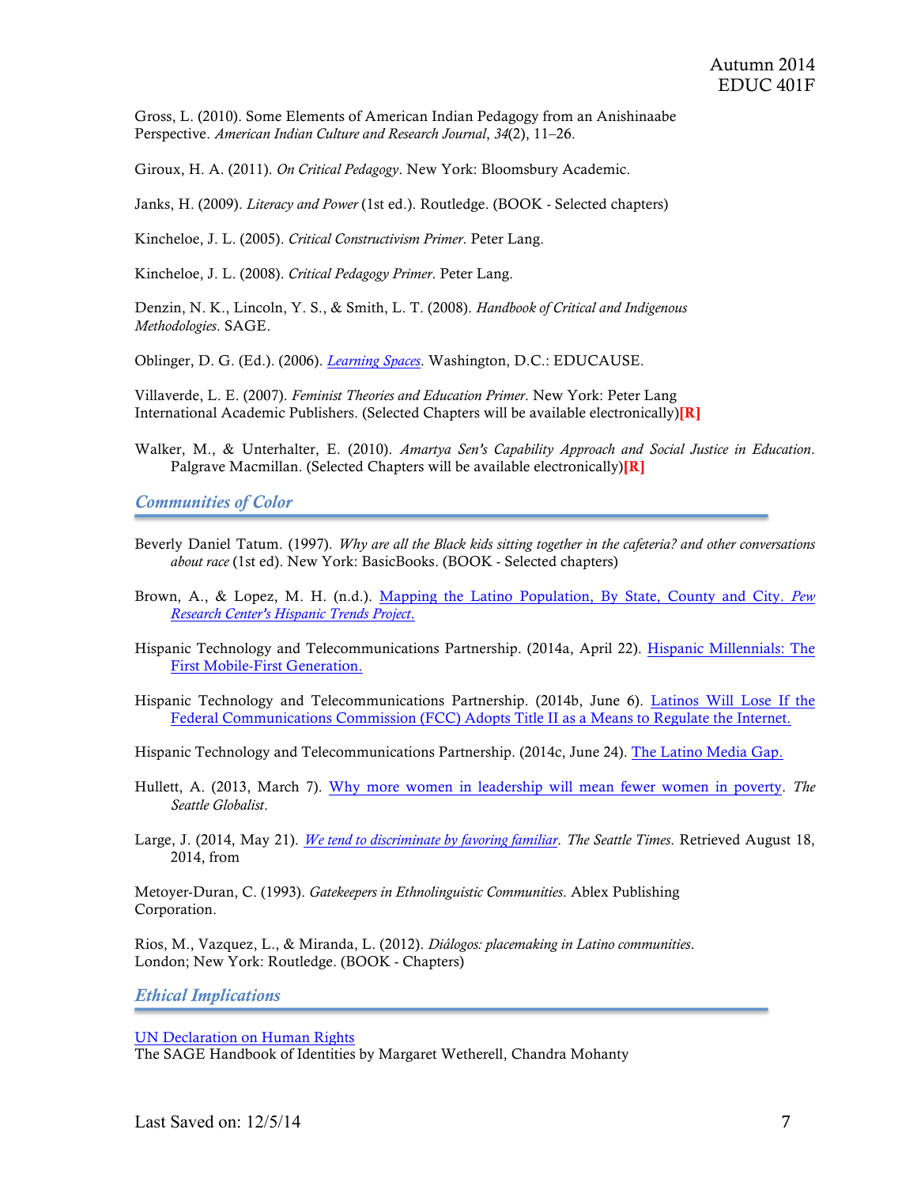Gross, L. (2010). Some Elements of American Indian Pedagogy from an Anishinaabe Perspective. *American Indian Culture and Research Journal*, *34*(2), 11–26.

Giroux, H. A. (2011). *On Critical Pedagogy*. New York: Bloomsbury Academic.

Janks, H. (2009). *Literacy and Power* (1st ed.). Routledge. (BOOK - Selected chapters)

Kincheloe, J. L. (2005). *Critical Constructivism Primer*. Peter Lang.

Kincheloe, J. L. (2008). *Critical Pedagogy Primer*. Peter Lang.

Denzin, N. K., Lincoln, Y. S., & Smith, L. T. (2008). *Handbook of Critical and Indigenous Methodologies*. SAGE.

Oblinger, D. G. (Ed.). (2006). *Learning Spaces*. Washington, D.C.: EDUCAUSE.

Villaverde, L. E. (2007). *Feminist Theories and Education Primer*. New York: Peter Lang International Academic Publishers. (Selected Chapters will be available electronically)**[R]**

Walker, M., & Unterhalter, E. (2010). *Amartya Sen's Capability Approach and Social Justice in Education*. Palgrave Macmillan. (Selected Chapters will be available electronically)**[R]**

## Communities of Color

Beverly Daniel Tatum. (1997). *Why are all the Black kids sitting together in the cafeteria? and other conversations about race* (1st ed). New York: BasicBooks. (BOOK - Selected chapters)

Brown, A., & Lopez, M. H. (n.d.). Mapping the Latino Population, By State, County and City. *Pew Research Center's Hispanic Trends Project.*

Hispanic Technology and Telecommunications Partnership. (2014a, April 22). Hispanic Millennials: The First Mobile-First Generation.

Hispanic Technology and Telecommunications Partnership. (2014b, June 6). Latinos Will Lose If the Federal Communications Commission (FCC) Adopts Title II as a Means to Regulate the Internet.

Hispanic Technology and Telecommunications Partnership. (2014c, June 24). The Latino Media Gap.

Hullett, A. (2013, March 7). Why more women in leadership will mean fewer women in poverty. *The Seattle Globalist*.

Large, J. (2014, May 21). *We tend to discriminate by favoring familiar*. *The Seattle Times*. Retrieved August 18, 2014, from

Metoyer-Duran, C. (1993). *Gatekeepers in Ethnolinguistic Communities*. Ablex Publishing Corporation.

Rios, M., Vazquez, L., & Miranda, L. (2012). *Diálogos: placemaking in Latino communities*. London; New York: Routledge. (BOOK - Chapters)

## Ethical Implications

UN Declaration on Human Rights
The SAGE Handbook of Identities by Margaret Wetherell, Chandra Mohanty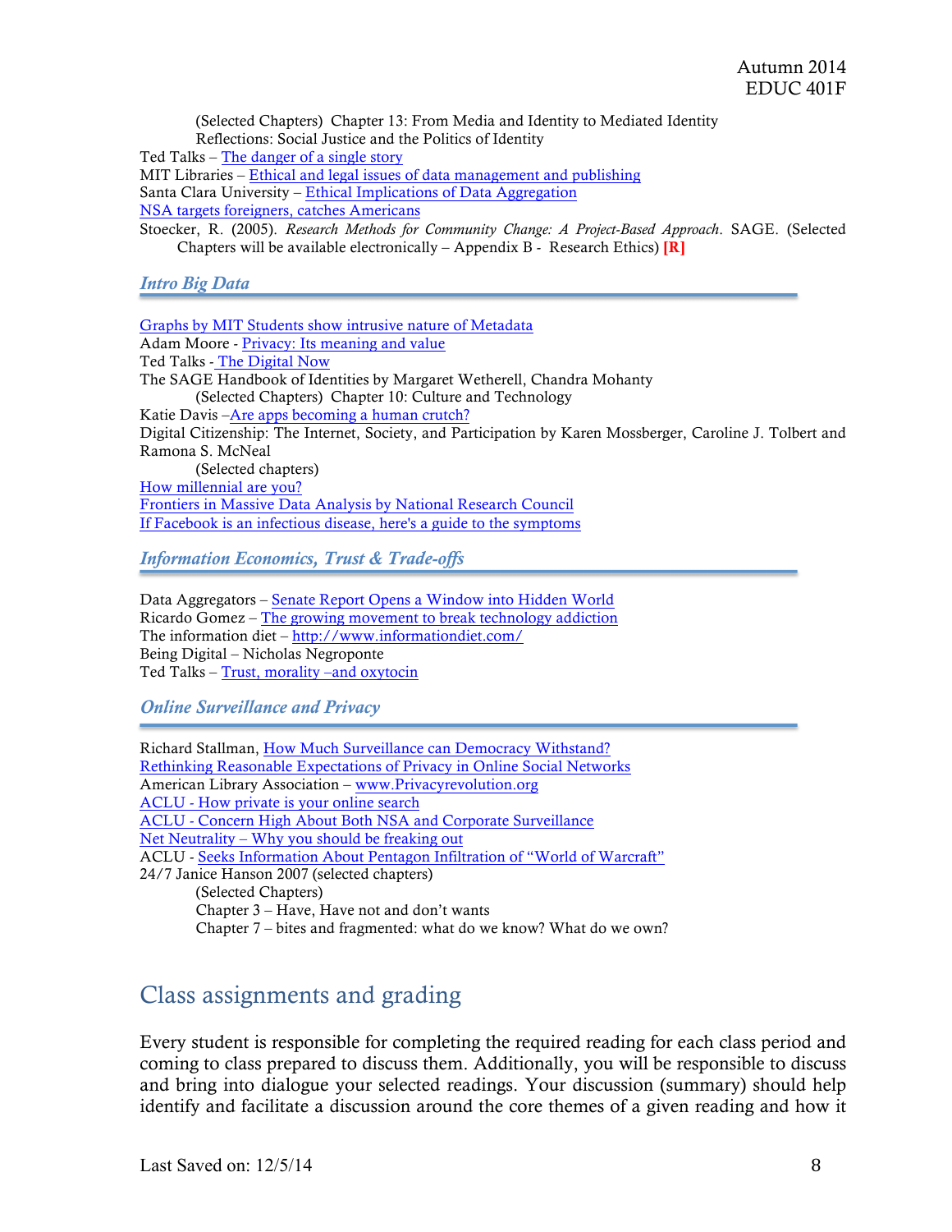(Selected Chapters) Chapter 13: From Media and Identity to Mediated Identity
Reflections: Social Justice and the Politics of Identity

Ted Talks – The danger of a single story
MIT Libraries – Ethical and legal issues of data management and publishing
Santa Clara University – Ethical Implications of Data Aggregation
NSA targets foreigners, catches Americans
Stoecker, R. (2005). *Research Methods for Community Change: A Project-Based Approach*. SAGE. (Selected Chapters will be available electronically – Appendix B - Research Ethics) **[R]**

### *Intro Big Data*

Graphs by MIT Students show intrusive nature of Metadata
Adam Moore - Privacy: Its meaning and value
Ted Talks - The Digital Now
The SAGE Handbook of Identities by Margaret Wetherell, Chandra Mohanty
(Selected Chapters) Chapter 10: Culture and Technology
Katie Davis –Are apps becoming a human crutch?
Digital Citizenship: The Internet, Society, and Participation by Karen Mossberger, Caroline J. Tolbert and Ramona S. McNeal
(Selected chapters)
How millennial are you?
Frontiers in Massive Data Analysis by National Research Council
If Facebook is an infectious disease, here's a guide to the symptoms

### *Information Economics, Trust & Trade-offs*

Data Aggregators – Senate Report Opens a Window into Hidden World
Ricardo Gomez – The growing movement to break technology addiction
The information diet – http://www.informationdiet.com/
Being Digital – Nicholas Negroponte
Ted Talks – Trust, morality –and oxytocin

### *Online Surveillance and Privacy*

Richard Stallman, How Much Surveillance can Democracy Withstand?
Rethinking Reasonable Expectations of Privacy in Online Social Networks
American Library Association – www.Privacyrevolution.org
ACLU - How private is your online search
ACLU - Concern High About Both NSA and Corporate Surveillance
Net Neutrality – Why you should be freaking out
ACLU - Seeks Information About Pentagon Infiltration of "World of Warcraft"
24/7 Janice Hanson 2007 (selected chapters)
(Selected Chapters)
Chapter 3 – Have, Have not and don't wants
Chapter 7 – bites and fragmented: what do we know? What do we own?

## Class assignments and grading

Every student is responsible for completing the required reading for each class period and coming to class prepared to discuss them. Additionally, you will be responsible to discuss and bring into dialogue your selected readings. Your discussion (summary) should help identify and facilitate a discussion around the core themes of a given reading and how it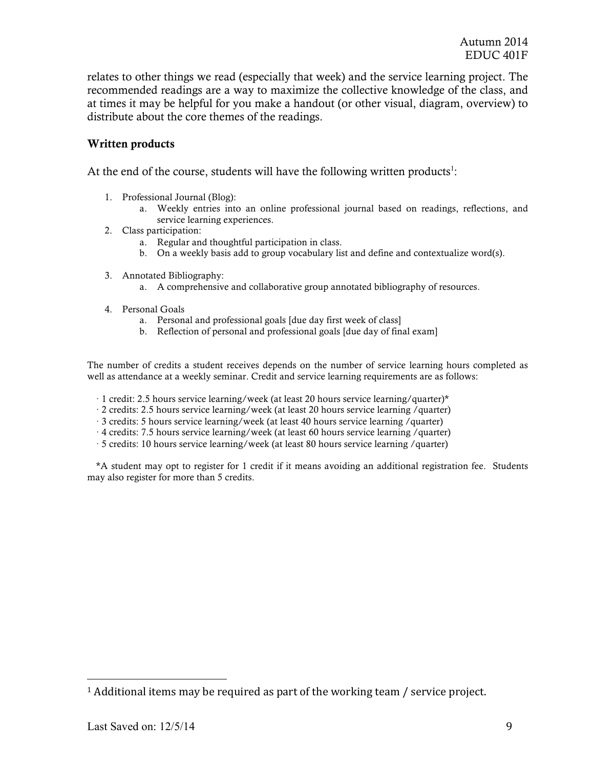relates to other things we read (especially that week) and the service learning project. The recommended readings are a way to maximize the collective knowledge of the class, and at times it may be helpful for you make a handout (or other visual, diagram, overview) to distribute about the core themes of the readings.

### Written products

At the end of the course, students will have the following written products[1]:

1. Professional Journal (Blog):
    a. Weekly entries into an online professional journal based on readings, reflections, and service learning experiences.
2. Class participation:
    a. Regular and thoughtful participation in class.
    b. On a weekly basis add to group vocabulary list and define and contextualize word(s).
3. Annotated Bibliography:
    a. A comprehensive and collaborative group annotated bibliography of resources.
4. Personal Goals
    a. Personal and professional goals [due day first week of class]
    b. Reflection of personal and professional goals [due day of final exam]

The number of credits a student receives depends on the number of service learning hours completed as well as attendance at a weekly seminar. Credit and service learning requirements are as follows:

· 1 credit: 2.5 hours service learning/week (at least 20 hours service learning/quarter)*
· 2 credits: 2.5 hours service learning/week (at least 20 hours service learning /quarter)
· 3 credits: 5 hours service learning/week (at least 40 hours service learning /quarter)
· 4 credits: 7.5 hours service learning/week (at least 60 hours service learning /quarter)
· 5 credits: 10 hours service learning/week (at least 80 hours service learning /quarter)

*A student may opt to register for 1 credit if it means avoiding an additional registration fee. Students may also register for more than 5 credits.

[1] Additional items may be required as part of the working team / service project.